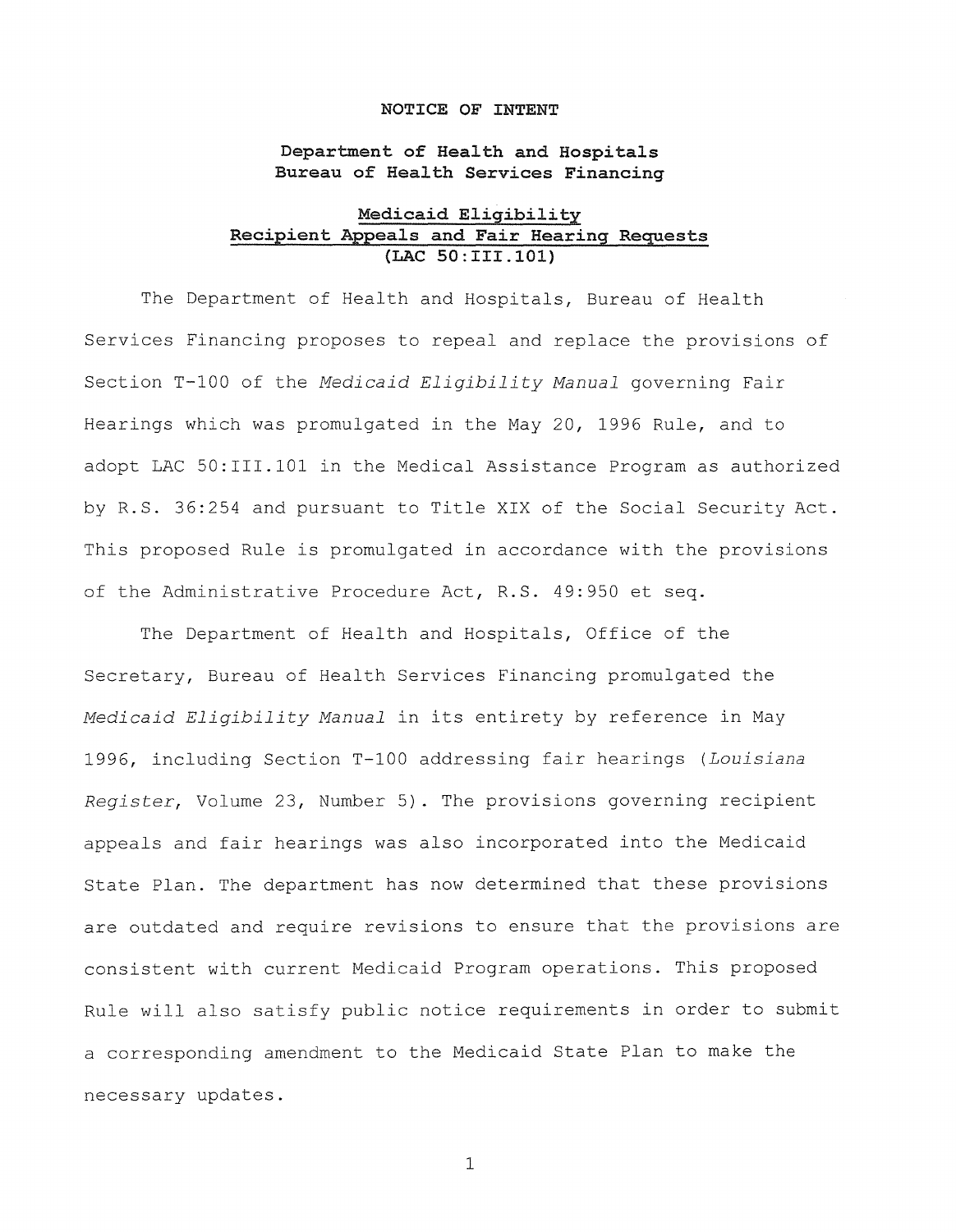**NOTICE OF INTENT**

**Department of Health and Hospitals**
**Bureau of Health Services Financing**

**Medicaid Eligibility**
**Recipient Appeals and Fair Hearing Requests**
**(LAC 50:III.101)**

The Department of Health and Hospitals, Bureau of Health Services Financing proposes to repeal and replace the provisions of Section T-100 of the *Medicaid Eligibility Manual* governing Fair Hearings which was promulgated in the May 20, 1996 Rule, and to adopt LAC 50:III.101 in the Medical Assistance Program as authorized by R.S. 36:254 and pursuant to Title XIX of the Social Security Act. This proposed Rule is promulgated in accordance with the provisions of the Administrative Procedure Act, R.S. 49:950 et seq.

The Department of Health and Hospitals, Office of the Secretary, Bureau of Health Services Financing promulgated the *Medicaid Eligibility Manual* in its entirety by reference in May 1996, including Section T-100 addressing fair hearings (*Louisiana Register*, Volume 23, Number 5). The provisions governing recipient appeals and fair hearings was also incorporated into the Medicaid State Plan. The department has now determined that these provisions are outdated and require revisions to ensure that the provisions are consistent with current Medicaid Program operations. This proposed Rule will also satisfy public notice requirements in order to submit a corresponding amendment to the Medicaid State Plan to make the necessary updates.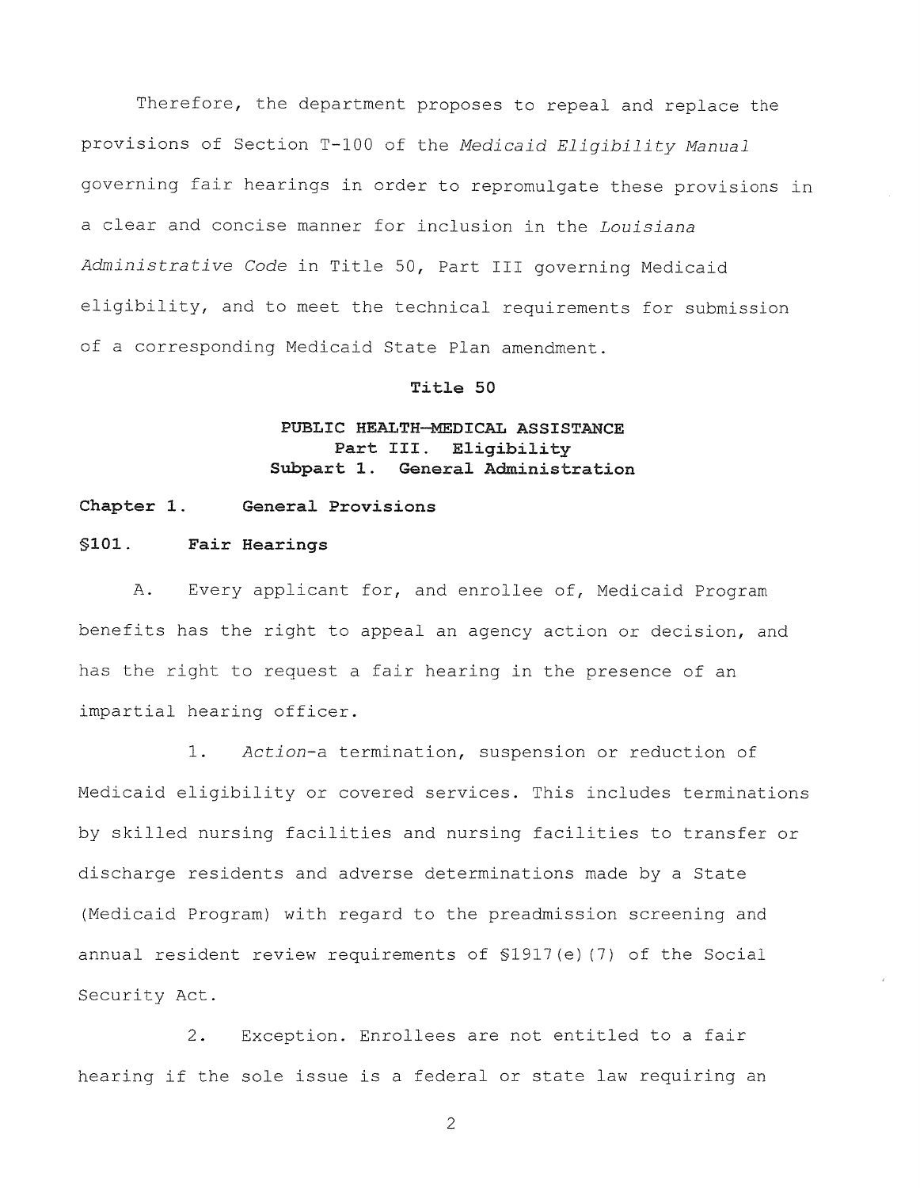Therefore, the department proposes to repeal and replace the provisions of Section T-100 of the *Medicaid Eligibility Manual* governing fair hearings in order to repromulgate these provisions in a clear and concise manner for inclusion in the *Louisiana Administrative Code* in Title 50, Part III governing Medicaid eligibility, and to meet the technical requirements for submission of a corresponding Medicaid State Plan amendment.

**Title 50**

**PUBLIC HEALTH—MEDICAL ASSISTANCE**
**Part III. Eligibility**
**Subpart 1. General Administration**

**Chapter 1. General Provisions**

**§101. Fair Hearings**

A. Every applicant for, and enrollee of, Medicaid Program benefits has the right to appeal an agency action or decision, and has the right to request a fair hearing in the presence of an impartial hearing officer.

1. *Action*-a termination, suspension or reduction of Medicaid eligibility or covered services. This includes terminations by skilled nursing facilities and nursing facilities to transfer or discharge residents and adverse determinations made by a State (Medicaid Program) with regard to the preadmission screening and annual resident review requirements of §1917(e)(7) of the Social Security Act.

2. Exception. Enrollees are not entitled to a fair hearing if the sole issue is a federal or state law requiring an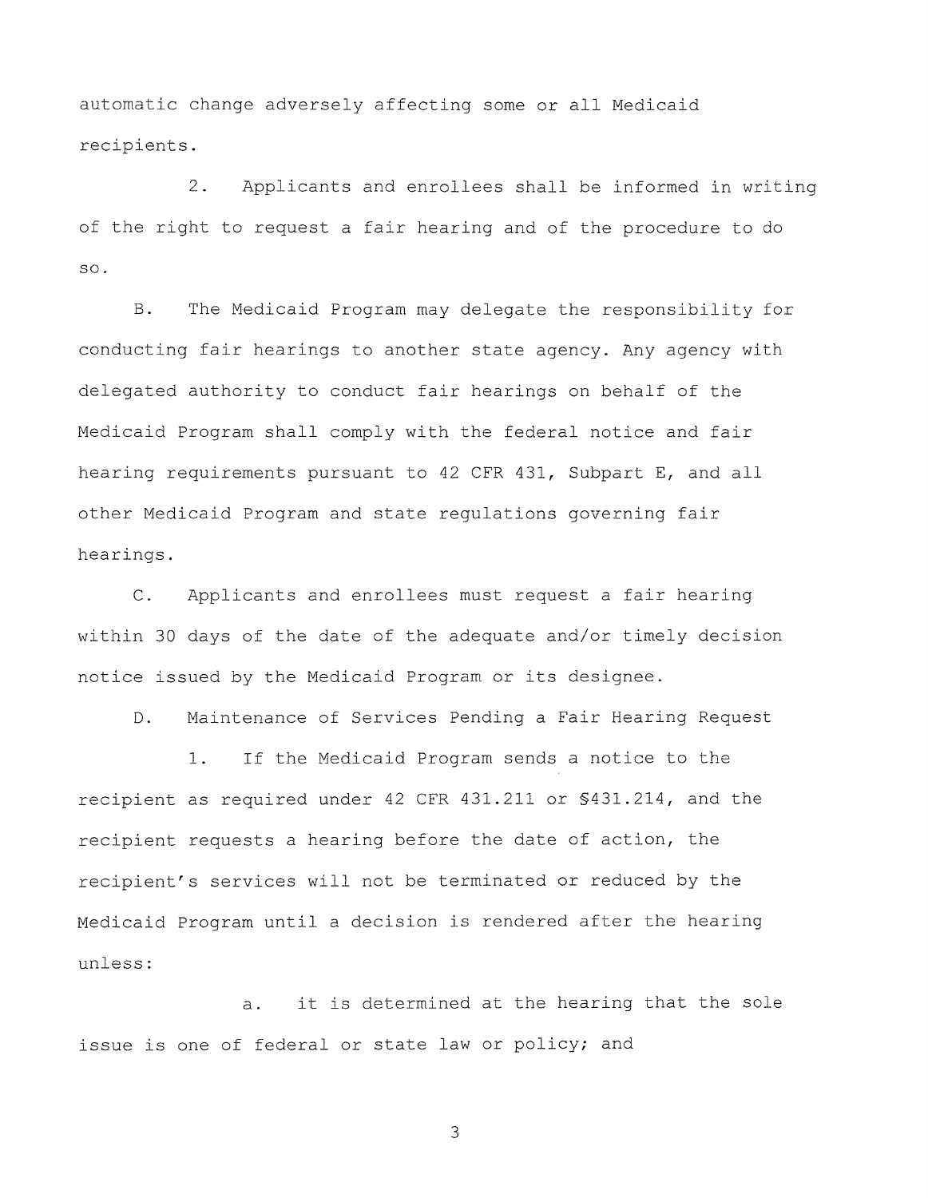automatic change adversely affecting some or all Medicaid recipients.

2. Applicants and enrollees shall be informed in writing of the right to request a fair hearing and of the procedure to do so.

B. The Medicaid Program may delegate the responsibility for conducting fair hearings to another state agency. Any agency with delegated authority to conduct fair hearings on behalf of the Medicaid Program shall comply with the federal notice and fair hearing requirements pursuant to 42 CFR 431, Subpart E, and all other Medicaid Program and state regulations governing fair hearings.

C. Applicants and enrollees must request a fair hearing within 30 days of the date of the adequate and/or timely decision notice issued by the Medicaid Program or its designee.

D. Maintenance of Services Pending a Fair Hearing Request

1. If the Medicaid Program sends a notice to the recipient as required under 42 CFR 431.211 or §431.214, and the recipient requests a hearing before the date of action, the recipient's services will not be terminated or reduced by the Medicaid Program until a decision is rendered after the hearing unless:

a. it is determined at the hearing that the sole issue is one of federal or state law or policy; and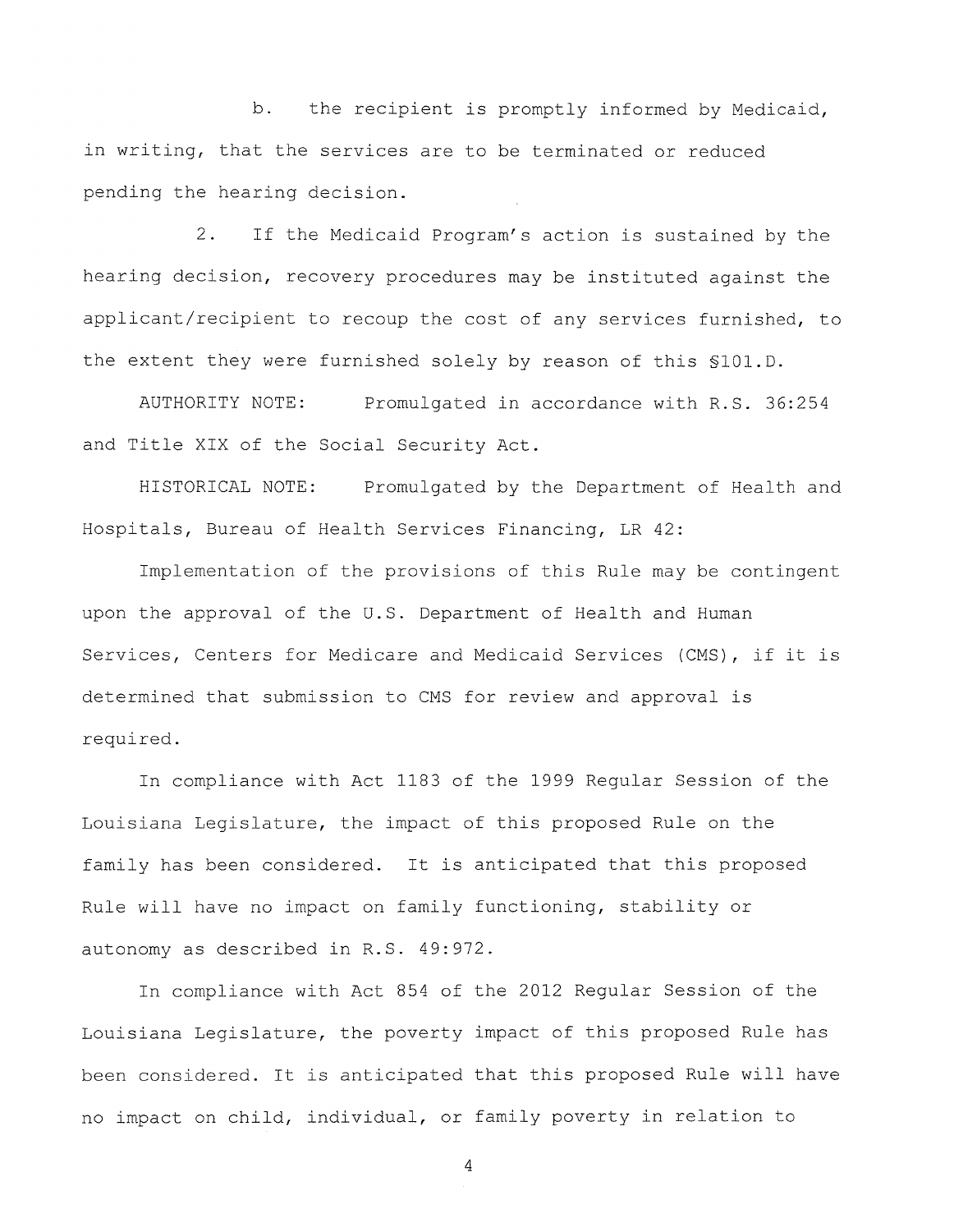b. the recipient is promptly informed by Medicaid, in writing, that the services are to be terminated or reduced pending the hearing decision.

2. If the Medicaid Program's action is sustained by the hearing decision, recovery procedures may be instituted against the applicant/recipient to recoup the cost of any services furnished, to the extent they were furnished solely by reason of this §101.D.

AUTHORITY NOTE: Promulgated in accordance with R.S. 36:254 and Title XIX of the Social Security Act.

HISTORICAL NOTE: Promulgated by the Department of Health and Hospitals, Bureau of Health Services Financing, LR 42:

Implementation of the provisions of this Rule may be contingent upon the approval of the U.S. Department of Health and Human Services, Centers for Medicare and Medicaid Services (CMS), if it is determined that submission to CMS for review and approval is required.

In compliance with Act 1183 of the 1999 Regular Session of the Louisiana Legislature, the impact of this proposed Rule on the family has been considered. It is anticipated that this proposed Rule will have no impact on family functioning, stability or autonomy as described in R.S. 49:972.

In compliance with Act 854 of the 2012 Regular Session of the Louisiana Legislature, the poverty impact of this proposed Rule has been considered. It is anticipated that this proposed Rule will have no impact on child, individual, or family poverty in relation to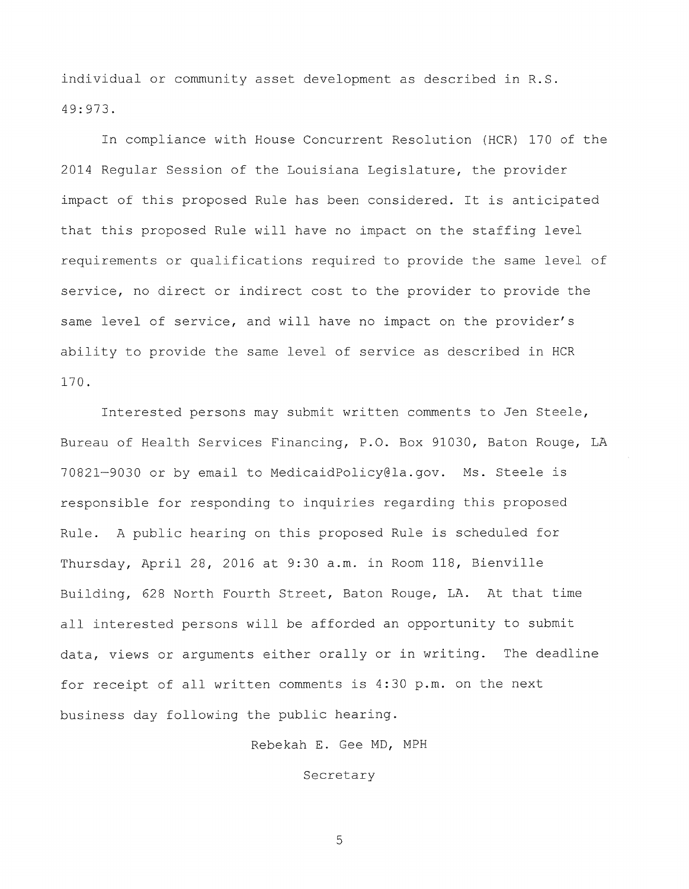individual or community asset development as described in R.S. 49:973.

In compliance with House Concurrent Resolution (HCR) 170 of the 2014 Regular Session of the Louisiana Legislature, the provider impact of this proposed Rule has been considered. It is anticipated that this proposed Rule will have no impact on the staffing level requirements or qualifications required to provide the same level of service, no direct or indirect cost to the provider to provide the same level of service, and will have no impact on the provider's ability to provide the same level of service as described in HCR 170.

Interested persons may submit written comments to Jen Steele, Bureau of Health Services Financing, P.O. Box 91030, Baton Rouge, LA 70821-9030 or by email to MedicaidPolicy@la.gov. Ms. Steele is responsible for responding to inquiries regarding this proposed Rule. A public hearing on this proposed Rule is scheduled for Thursday, April 28, 2016 at 9:30 a.m. in Room 118, Bienville Building, 628 North Fourth Street, Baton Rouge, LA. At that time all interested persons will be afforded an opportunity to submit data, views or arguments either orally or in writing. The deadline for receipt of all written comments is 4:30 p.m. on the next business day following the public hearing.

Rebekah E. Gee MD, MPH

Secretary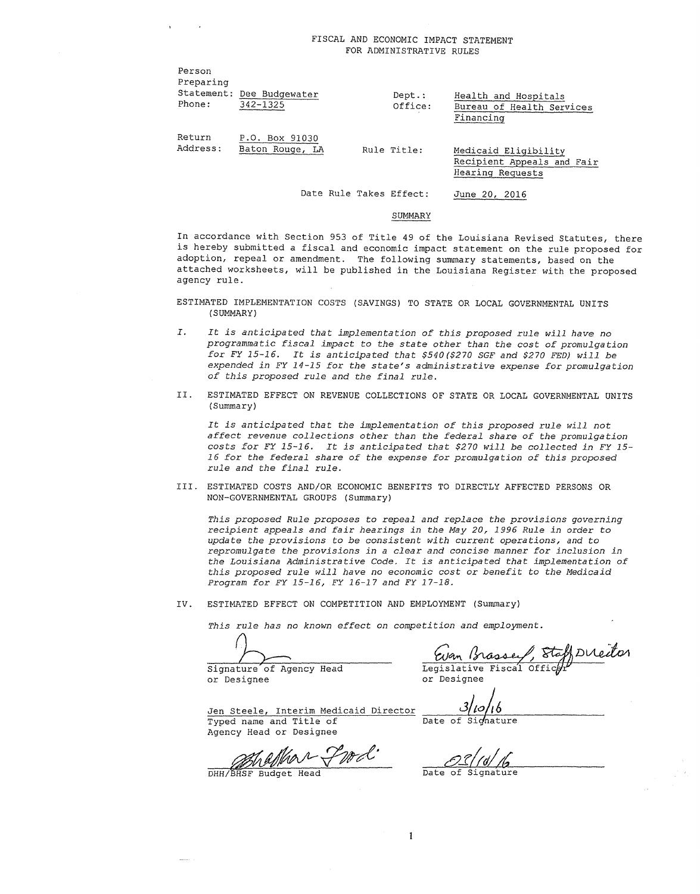# FISCAL AND ECONOMIC IMPACT STATEMENT
## FOR ADMINISTRATIVE RULES

Person Preparing Statement: Dee Budgewater
Phone: 342-1325

Dept.: Health and Hospitals
Office: Bureau of Health Services Financing

Return Address: P.O. Box 91030
Baton Rouge, LA

Rule Title: Medicaid Eligibility Recipient Appeals and Fair Hearing Requests

Date Rule Takes Effect: June 20, 2016

### SUMMARY

In accordance with Section 953 of Title 49 of the Louisiana Revised Statutes, there is hereby submitted a fiscal and economic impact statement on the rule proposed for adoption, repeal or amendment. The following summary statements, based on the attached worksheets, will be published in the Louisiana Register with the proposed agency rule.

ESTIMATED IMPLEMENTATION COSTS (SAVINGS) TO STATE OR LOCAL GOVERNMENTAL UNITS (SUMMARY)

I. *It is anticipated that implementation of this proposed rule will have no programmatic fiscal impact to the state other than the cost of promulgation for FY 15-16. It is anticipated that $540($270 SGF and $270 FED) will be expended in FY 14-15 for the state's administrative expense for promulgation of this proposed rule and the final rule.*

II. ESTIMATED EFFECT ON REVENUE COLLECTIONS OF STATE OR LOCAL GOVERNMENTAL UNITS (Summary)

*It is anticipated that the implementation of this proposed rule will not affect revenue collections other than the federal share of the promulgation costs for FY 15-16. It is anticipated that $270 will be collected in FY 15-16 for the federal share of the expense for promulgation of this proposed rule and the final rule.*

III. ESTIMATED COSTS AND/OR ECONOMIC BENEFITS TO DIRECTLY AFFECTED PERSONS OR NON-GOVERNMENTAL GROUPS (Summary)

*This proposed Rule proposes to repeal and replace the provisions governing recipient appeals and fair hearings in the May 20, 1996 Rule in order to update the provisions to be consistent with current operations, and to repromulgate the provisions in a clear and concise manner for inclusion in the Louisiana Administrative Code. It is anticipated that implementation of this proposed rule will have no economic cost or benefit to the Medicaid Program for FY 15-16, FY 16-17 and FY 17-18.*

IV. ESTIMATED EFFECT ON COMPETITION AND EMPLOYMENT (Summary)

*This rule has no known effect on competition and employment.*

Signature of Agency Head or Designee

Evan Brasseaux, Staff Director
Legislative Fiscal Officer or Designee

Jen Steele, Interim Medicaid Director
Typed name and Title of Agency Head or Designee

3/10/16
Date of Signature

DHH/BHSF Budget Head

03/10/16
Date of Signature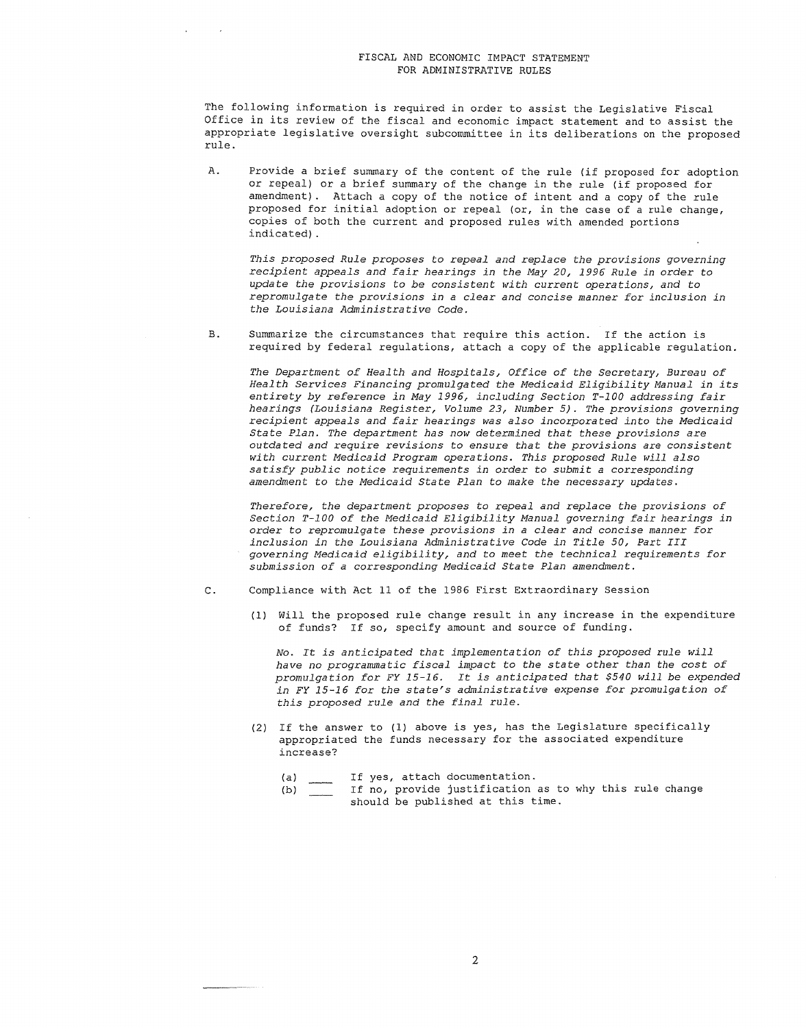# FISCAL AND ECONOMIC IMPACT STATEMENT
## FOR ADMINISTRATIVE RULES

The following information is required in order to assist the Legislative Fiscal Office in its review of the fiscal and economic impact statement and to assist the appropriate legislative oversight subcommittee in its deliberations on the proposed rule.

A. Provide a brief summary of the content of the rule (if proposed for adoption or repeal) or a brief summary of the change in the rule (if proposed for amendment). Attach a copy of the notice of intent and a copy of the rule proposed for initial adoption or repeal (or, in the case of a rule change, copies of both the current and proposed rules with amended portions indicated).

   *This proposed Rule proposes to repeal and replace the provisions governing recipient appeals and fair hearings in the May 20, 1996 Rule in order to update the provisions to be consistent with current operations, and to repromulgate the provisions in a clear and concise manner for inclusion in the Louisiana Administrative Code.*

B. Summarize the circumstances that require this action. If the action is required by federal regulations, attach a copy of the applicable regulation.

   *The Department of Health and Hospitals, Office of the Secretary, Bureau of Health Services Financing promulgated the Medicaid Eligibility Manual in its entirety by reference in May 1996, including Section T-100 addressing fair hearings (Louisiana Register, Volume 23, Number 5). The provisions governing recipient appeals and fair hearings was also incorporated into the Medicaid State Plan. The department has now determined that these provisions are outdated and require revisions to ensure that the provisions are consistent with current Medicaid Program operations. This proposed Rule will also satisfy public notice requirements in order to submit a corresponding amendment to the Medicaid State Plan to make the necessary updates.*

   *Therefore, the department proposes to repeal and replace the provisions of Section T-100 of the Medicaid Eligibility Manual governing fair hearings in order to repromulgate these provisions in a clear and concise manner for inclusion in the Louisiana Administrative Code in Title 50, Part III governing Medicaid eligibility, and to meet the technical requirements for submission of a corresponding Medicaid State Plan amendment.*

C. Compliance with Act 11 of the 1986 First Extraordinary Session

   (1) Will the proposed rule change result in any increase in the expenditure of funds? If so, specify amount and source of funding.

   *No. It is anticipated that implementation of this proposed rule will have no programmatic fiscal impact to the state other than the cost of promulgation for FY 15-16. It is anticipated that $540 will be expended in FY 15-16 for the state's administrative expense for promulgation of this proposed rule and the final rule.*

   (2) If the answer to (1) above is yes, has the Legislature specifically appropriated the funds necessary for the associated expenditure increase?

      (a) ____ If yes, attach documentation.
      (b) ____ If no, provide justification as to why this rule change should be published at this time.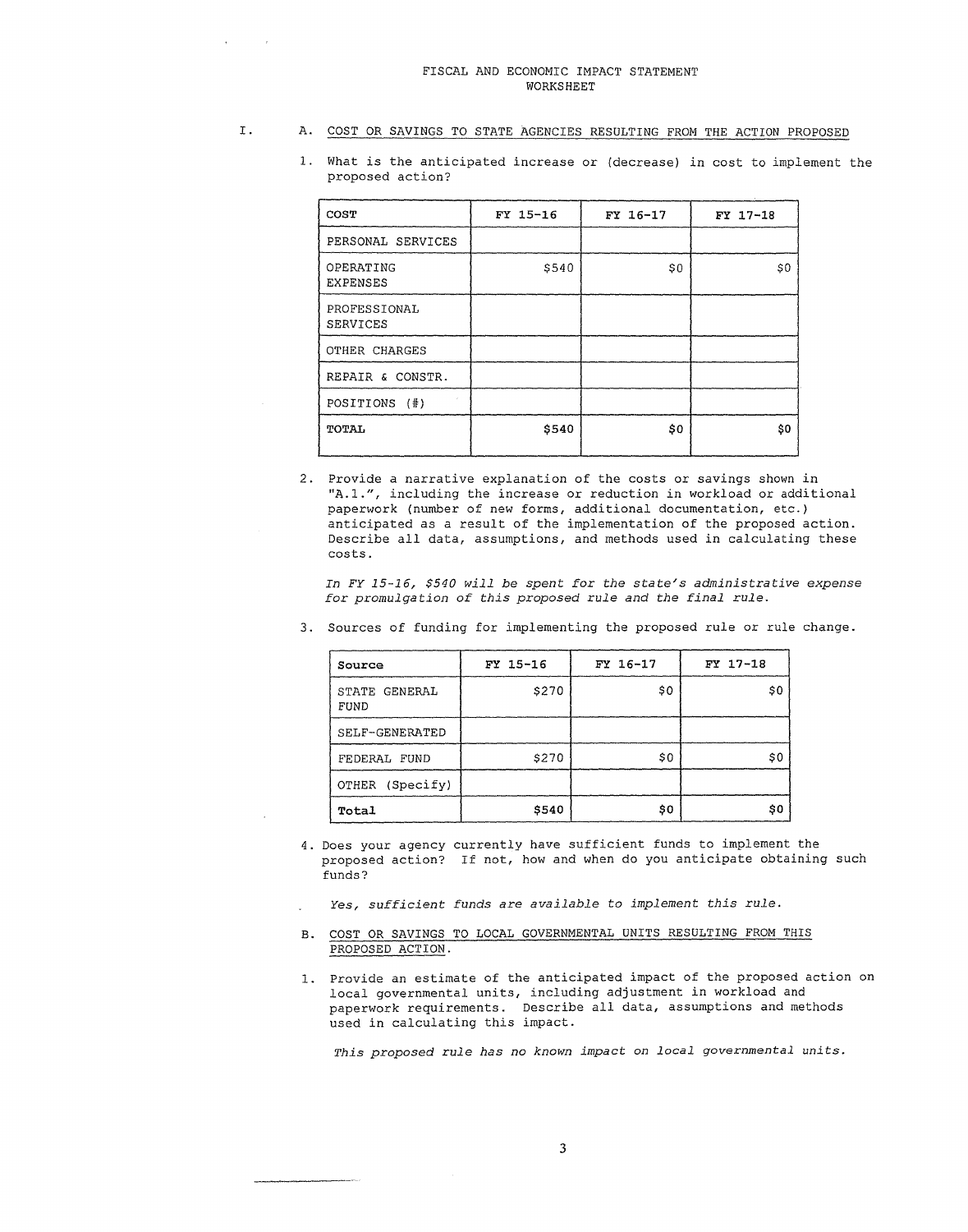# FISCAL AND ECONOMIC IMPACT STATEMENT
## WORKSHEET

I.

A. COST OR SAVINGS TO STATE AGENCIES RESULTING FROM THE ACTION PROPOSED

1. What is the anticipated increase or (decrease) in cost to implement the proposed action?

| COST | FY 15-16 | FY 16-17 | FY 17-18 |
|---|---|---|---|
| PERSONAL SERVICES | | | |
| OPERATING EXPENSES | $540 | $0 | $0 |
| PROFESSIONAL SERVICES | | | |
| OTHER CHARGES | | | |
| REPAIR & CONSTR. | | | |
| POSITIONS (#) | | | |
| **TOTAL** | **$540** | **$0** | **$0** |

2. Provide a narrative explanation of the costs or savings shown in "A.1.", including the increase or reduction in workload or additional paperwork (number of new forms, additional documentation, etc.) anticipated as a result of the implementation of the proposed action. Describe all data, assumptions, and methods used in calculating these costs.

   *In FY 15-16, $540 will be spent for the state's administrative expense for promulgation of this proposed rule and the final rule.*

3. Sources of funding for implementing the proposed rule or rule change.

| Source | FY 15-16 | FY 16-17 | FY 17-18 |
|---|---|---|---|
| STATE GENERAL FUND | $270 | $0 | $0 |
| SELF-GENERATED | | | |
| FEDERAL FUND | $270 | $0 | $0 |
| OTHER (Specify) | | | |
| **Total** | **$540** | **$0** | **$0** |

4. Does your agency currently have sufficient funds to implement the proposed action? If not, how and when do you anticipate obtaining such funds?

   *Yes, sufficient funds are available to implement this rule.*

B. COST OR SAVINGS TO LOCAL GOVERNMENTAL UNITS RESULTING FROM THIS PROPOSED ACTION.

1. Provide an estimate of the anticipated impact of the proposed action on local governmental units, including adjustment in workload and paperwork requirements. Describe all data, assumptions and methods used in calculating this impact.

   *This proposed rule has no known impact on local governmental units.*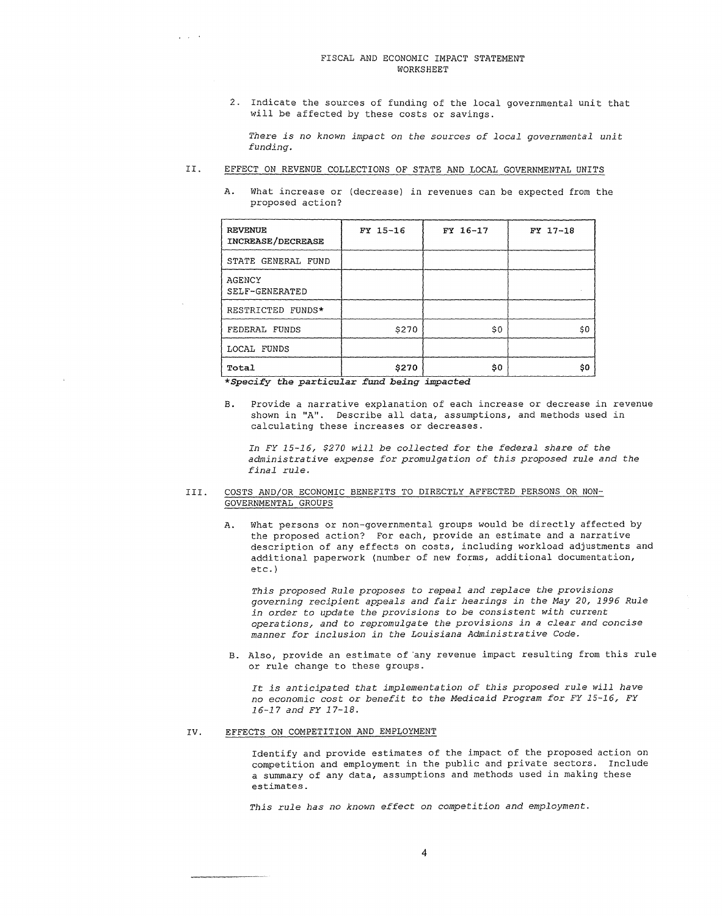FISCAL AND ECONOMIC IMPACT STATEMENT
WORKSHEET

2. Indicate the sources of funding of the local governmental unit that will be affected by these costs or savings.

   *There is no known impact on the sources of local governmental unit funding.*

## II. EFFECT ON REVENUE COLLECTIONS OF STATE AND LOCAL GOVERNMENTAL UNITS

A. What increase or (decrease) in revenues can be expected from the proposed action?

| REVENUE INCREASE/DECREASE | FY 15-16 | FY 16-17 | FY 17-18 |
|---|---|---|---|
| STATE GENERAL FUND | | | |
| AGENCY SELF-GENERATED | | | |
| RESTRICTED FUNDS* | | | |
| FEDERAL FUNDS | $270 | $0 | $0 |
| LOCAL FUNDS | | | |
| **Total** | **$270** | **$0** | **$0** |

***Specify the particular fund being impacted***

B. Provide a narrative explanation of each increase or decrease in revenue shown in "A". Describe all data, assumptions, and methods used in calculating these increases or decreases.

   *In FY 15-16, $270 will be collected for the federal share of the administrative expense for promulgation of this proposed rule and the final rule.*

## III. COSTS AND/OR ECONOMIC BENEFITS TO DIRECTLY AFFECTED PERSONS OR NON-GOVERNMENTAL GROUPS

A. What persons or non-governmental groups would be directly affected by the proposed action? For each, provide an estimate and a narrative description of any effects on costs, including workload adjustments and additional paperwork (number of new forms, additional documentation, etc.)

   *This proposed Rule proposes to repeal and replace the provisions governing recipient appeals and fair hearings in the May 20, 1996 Rule in order to update the provisions to be consistent with current operations, and to repromulgate the provisions in a clear and concise manner for inclusion in the Louisiana Administrative Code.*

B. Also, provide an estimate of any revenue impact resulting from this rule or rule change to these groups.

   *It is anticipated that implementation of this proposed rule will have no economic cost or benefit to the Medicaid Program for FY 15-16, FY 16-17 and FY 17-18.*

## IV. EFFECTS ON COMPETITION AND EMPLOYMENT

Identify and provide estimates of the impact of the proposed action on competition and employment in the public and private sectors. Include a summary of any data, assumptions and methods used in making these estimates.

*This rule has no known effect on competition and employment.*